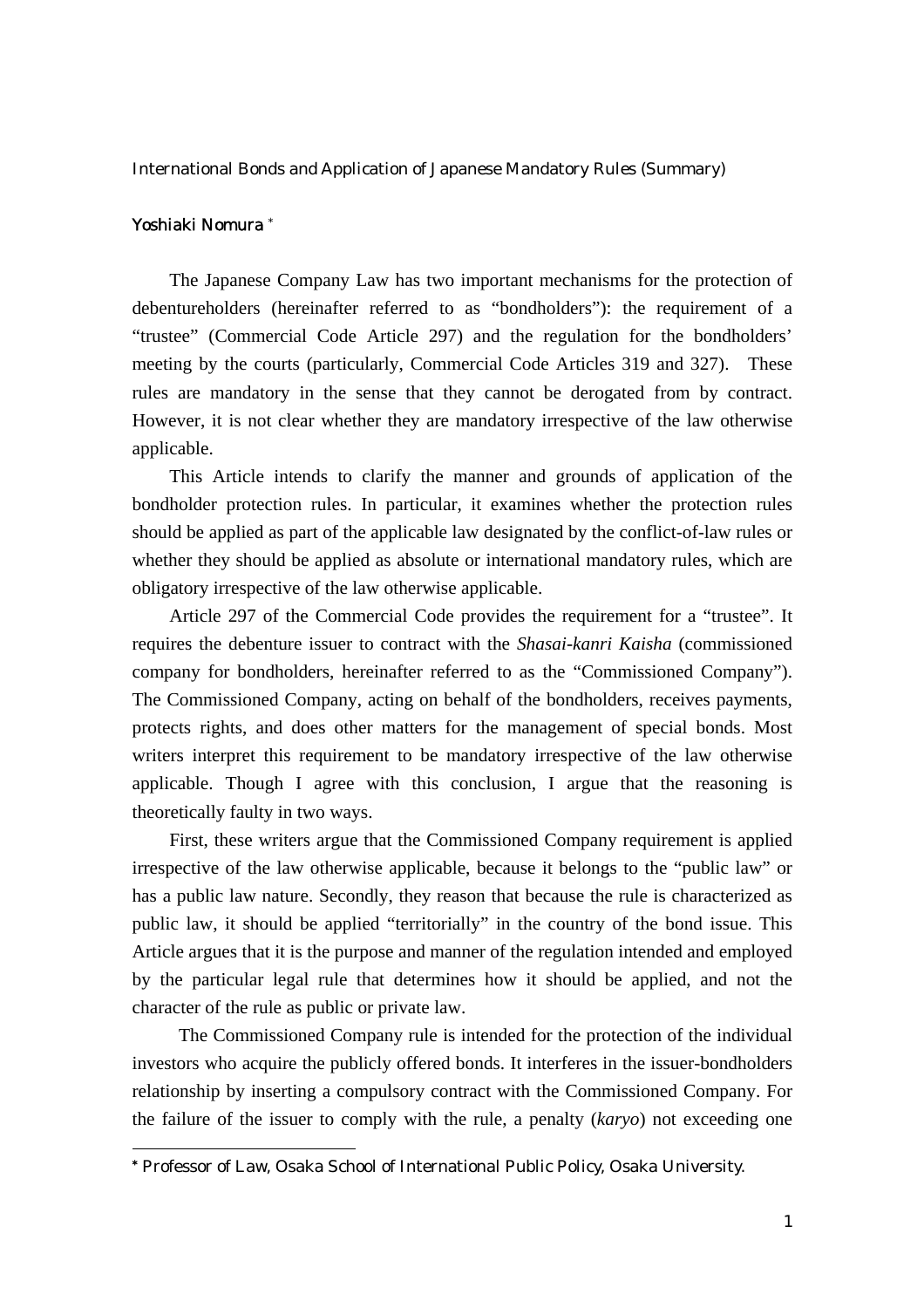International Bonds and Application of Japanese Mandatory Rules (Summary)

Yoshiaki Nomura [*]

The Japanese Company Law has two important mechanisms for the protection of debentureholders (hereinafter referred to as "bondholders"): the requirement of a "trustee" (Commercial Code Article 297) and the regulation for the bondholders' meeting by the courts (particularly, Commercial Code Articles 319 and 327). These rules are mandatory in the sense that they cannot be derogated from by contract. However, it is not clear whether they are mandatory irrespective of the law otherwise applicable.

This Article intends to clarify the manner and grounds of application of the bondholder protection rules. In particular, it examines whether the protection rules should be applied as part of the applicable law designated by the conflict-of-law rules or whether they should be applied as absolute or international mandatory rules, which are obligatory irrespective of the law otherwise applicable.

Article 297 of the Commercial Code provides the requirement for a "trustee". It requires the debenture issuer to contract with the *Shasai-kanri Kaisha* (commissioned company for bondholders, hereinafter referred to as the "Commissioned Company"). The Commissioned Company, acting on behalf of the bondholders, receives payments, protects rights, and does other matters for the management of special bonds. Most writers interpret this requirement to be mandatory irrespective of the law otherwise applicable. Though I agree with this conclusion, I argue that the reasoning is theoretically faulty in two ways.

First, these writers argue that the Commissioned Company requirement is applied irrespective of the law otherwise applicable, because it belongs to the "public law" or has a public law nature. Secondly, they reason that because the rule is characterized as public law, it should be applied "territorially" in the country of the bond issue. This Article argues that it is the purpose and manner of the regulation intended and employed by the particular legal rule that determines how it should be applied, and not the character of the rule as public or private law.

The Commissioned Company rule is intended for the protection of the individual investors who acquire the publicly offered bonds. It interferes in the issuer-bondholders relationship by inserting a compulsory contract with the Commissioned Company. For the failure of the issuer to comply with the rule, a penalty (*karyo*) not exceeding one

---

[*] Professor of Law, Osaka School of International Public Policy, Osaka University.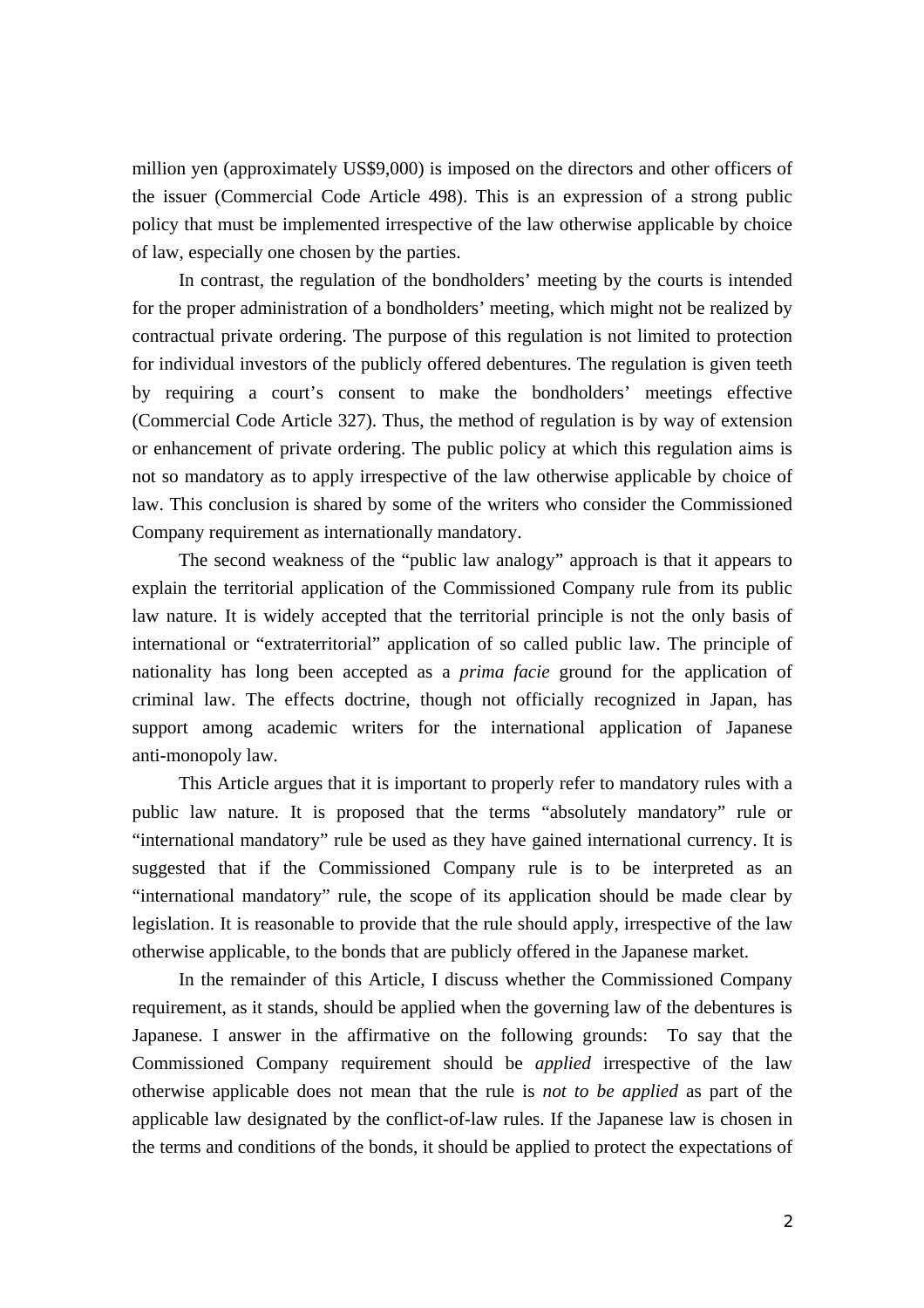million yen (approximately US$9,000) is imposed on the directors and other officers of the issuer (Commercial Code Article 498). This is an expression of a strong public policy that must be implemented irrespective of the law otherwise applicable by choice of law, especially one chosen by the parties.

In contrast, the regulation of the bondholders' meeting by the courts is intended for the proper administration of a bondholders' meeting, which might not be realized by contractual private ordering. The purpose of this regulation is not limited to protection for individual investors of the publicly offered debentures. The regulation is given teeth by requiring a court's consent to make the bondholders' meetings effective (Commercial Code Article 327). Thus, the method of regulation is by way of extension or enhancement of private ordering. The public policy at which this regulation aims is not so mandatory as to apply irrespective of the law otherwise applicable by choice of law. This conclusion is shared by some of the writers who consider the Commissioned Company requirement as internationally mandatory.

The second weakness of the "public law analogy" approach is that it appears to explain the territorial application of the Commissioned Company rule from its public law nature. It is widely accepted that the territorial principle is not the only basis of international or "extraterritorial" application of so called public law. The principle of nationality has long been accepted as a *prima facie* ground for the application of criminal law. The effects doctrine, though not officially recognized in Japan, has support among academic writers for the international application of Japanese anti-monopoly law.

This Article argues that it is important to properly refer to mandatory rules with a public law nature. It is proposed that the terms "absolutely mandatory" rule or "international mandatory" rule be used as they have gained international currency. It is suggested that if the Commissioned Company rule is to be interpreted as an "international mandatory" rule, the scope of its application should be made clear by legislation. It is reasonable to provide that the rule should apply, irrespective of the law otherwise applicable, to the bonds that are publicly offered in the Japanese market.

In the remainder of this Article, I discuss whether the Commissioned Company requirement, as it stands, should be applied when the governing law of the debentures is Japanese. I answer in the affirmative on the following grounds: To say that the Commissioned Company requirement should be *applied* irrespective of the law otherwise applicable does not mean that the rule is *not to be applied* as part of the applicable law designated by the conflict-of-law rules. If the Japanese law is chosen in the terms and conditions of the bonds, it should be applied to protect the expectations of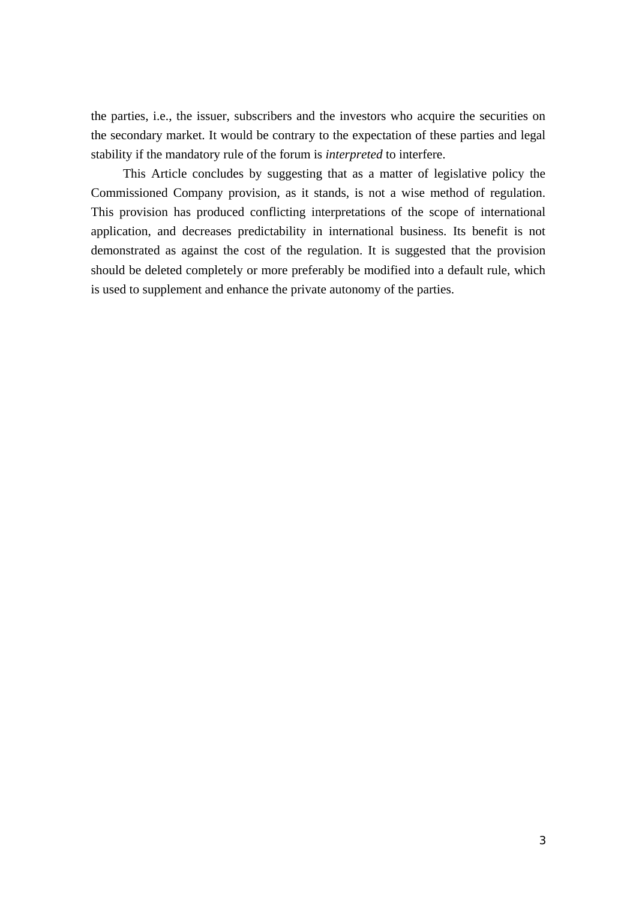the parties, i.e., the issuer, subscribers and the investors who acquire the securities on the secondary market. It would be contrary to the expectation of these parties and legal stability if the mandatory rule of the forum is *interpreted* to interfere.

This Article concludes by suggesting that as a matter of legislative policy the Commissioned Company provision, as it stands, is not a wise method of regulation. This provision has produced conflicting interpretations of the scope of international application, and decreases predictability in international business. Its benefit is not demonstrated as against the cost of the regulation. It is suggested that the provision should be deleted completely or more preferably be modified into a default rule, which is used to supplement and enhance the private autonomy of the parties.